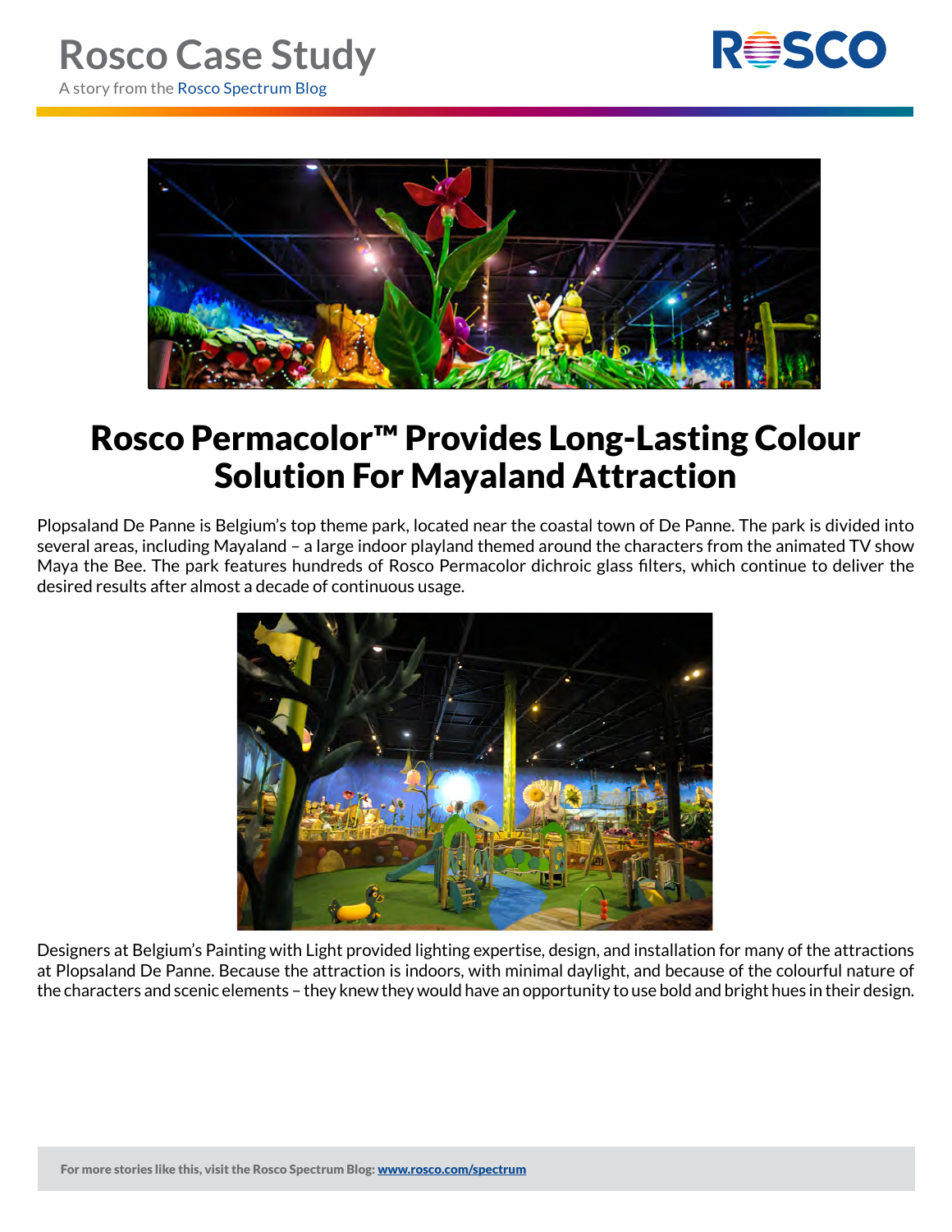# Rosco Case Study

A story from the Rosco Spectrum Blog

## Rosco Permacolor™ Provides Long-Lasting Colour Solution For Mayaland Attraction

Plopsaland De Panne is Belgium's top theme park, located near the coastal town of De Panne. The park is divided into several areas, including Mayaland – a large indoor playland themed around the characters from the animated TV show Maya the Bee. The park features hundreds of Rosco Permacolor dichroic glass filters, which continue to deliver the desired results after almost a decade of continuous usage.

Designers at Belgium's Painting with Light provided lighting expertise, design, and installation for many of the attractions at Plopsaland De Panne. Because the attraction is indoors, with minimal daylight, and because of the colourful nature of the characters and scenic elements – they knew they would have an opportunity to use bold and bright hues in their design.

For more stories like this, visit the Rosco Spectrum Blog: www.rosco.com/spectrum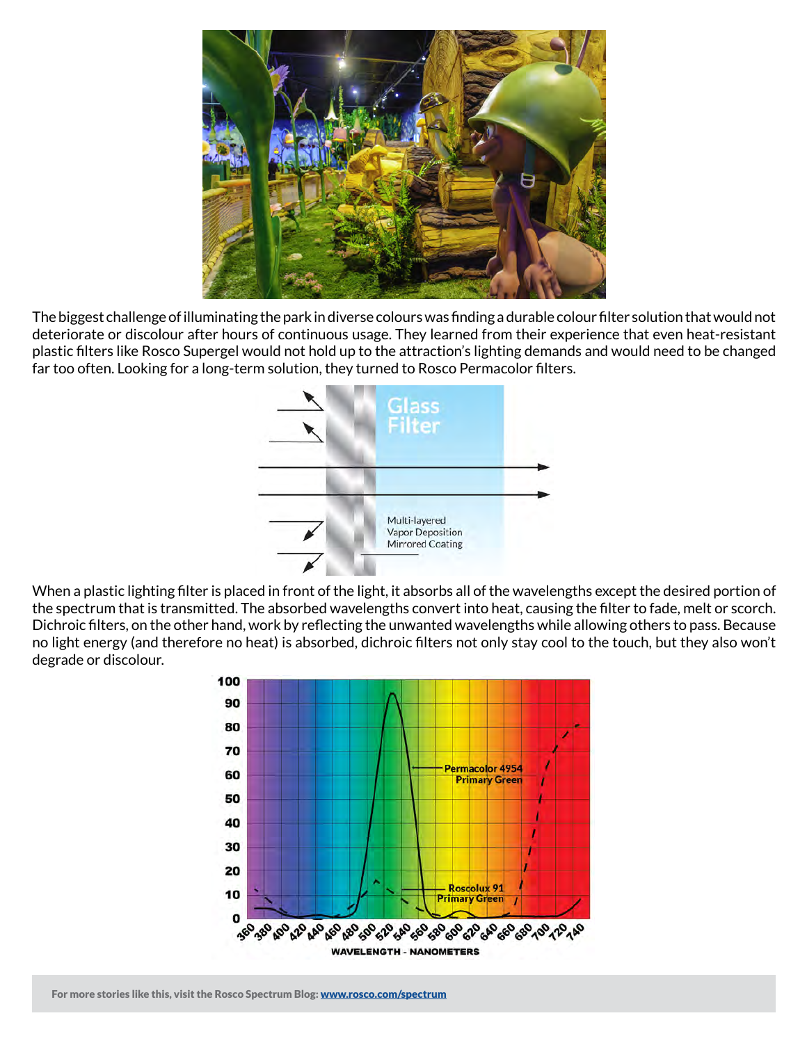The biggest challenge of illuminating the park in diverse colours was finding a durable colour filter solution that would not deteriorate or discolour after hours of continuous usage. They learned from their experience that even heat-resistant plastic filters like Rosco Supergel would not hold up to the attraction's lighting demands and would need to be changed far too often. Looking for a long-term solution, they turned to Rosco Permacolor filters.

Glass Filter

Multi-layered Vapor Deposition Mirrored Coating

When a plastic lighting filter is placed in front of the light, it absorbs all of the wavelengths except the desired portion of the spectrum that is transmitted. The absorbed wavelengths convert into heat, causing the filter to fade, melt or scorch. Dichroic filters, on the other hand, work by reflecting the unwanted wavelengths while allowing others to pass. Because no light energy (and therefore no heat) is absorbed, dichroic filters not only stay cool to the touch, but they also won't degrade or discolour.

100
90
80
70
60
50
40
30
20
10
0

Permacolor 4954 Primary Green

Roscolux 91 Primary Green

360 380 400 420 440 460 480 500 520 540 560 580 600 620 640 660 680 700 720 740

WAVELENGTH - NANOMETERS

For more stories like this, visit the Rosco Spectrum Blog: [www.rosco.com/spectrum](www.rosco.com/spectrum)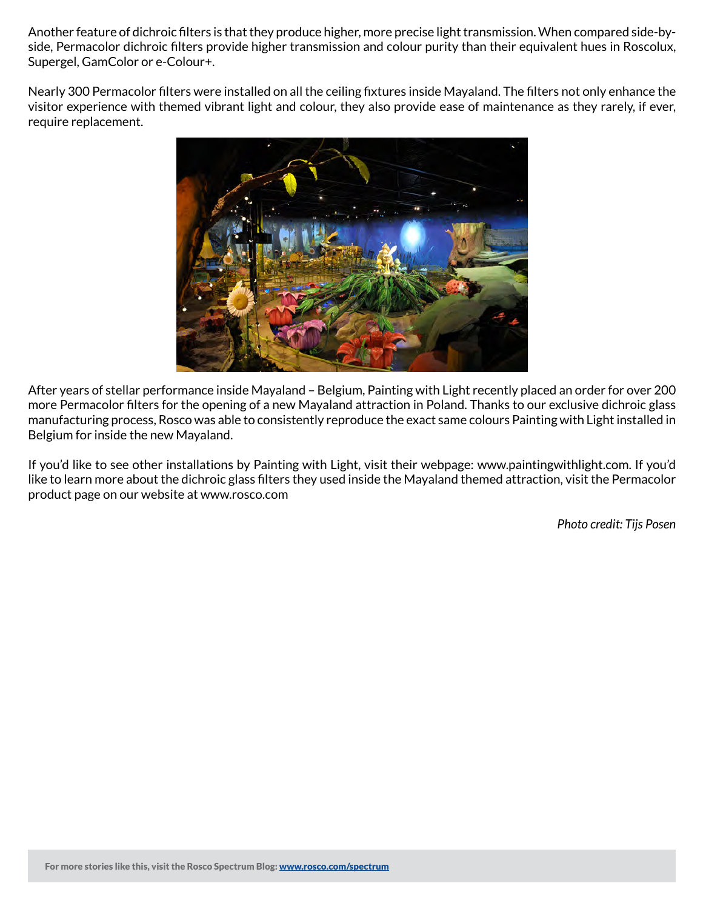Another feature of dichroic filters is that they produce higher, more precise light transmission. When compared side-by-side, Permacolor dichroic filters provide higher transmission and colour purity than their equivalent hues in Roscolux, Supergel, GamColor or e-Colour+.

Nearly 300 Permacolor filters were installed on all the ceiling fixtures inside Mayaland. The filters not only enhance the visitor experience with themed vibrant light and colour, they also provide ease of maintenance as they rarely, if ever, require replacement.

After years of stellar performance inside Mayaland – Belgium, Painting with Light recently placed an order for over 200 more Permacolor filters for the opening of a new Mayaland attraction in Poland. Thanks to our exclusive dichroic glass manufacturing process, Rosco was able to consistently reproduce the exact same colours Painting with Light installed in Belgium for inside the new Mayaland.

If you'd like to see other installations by Painting with Light, visit their webpage: www.paintingwithlight.com. If you'd like to learn more about the dichroic glass filters they used inside the Mayaland themed attraction, visit the Permacolor product page on our website at www.rosco.com

*Photo credit: Tijs Posen*

**For more stories like this, visit the Rosco Spectrum Blog: www.rosco.com/spectrum**